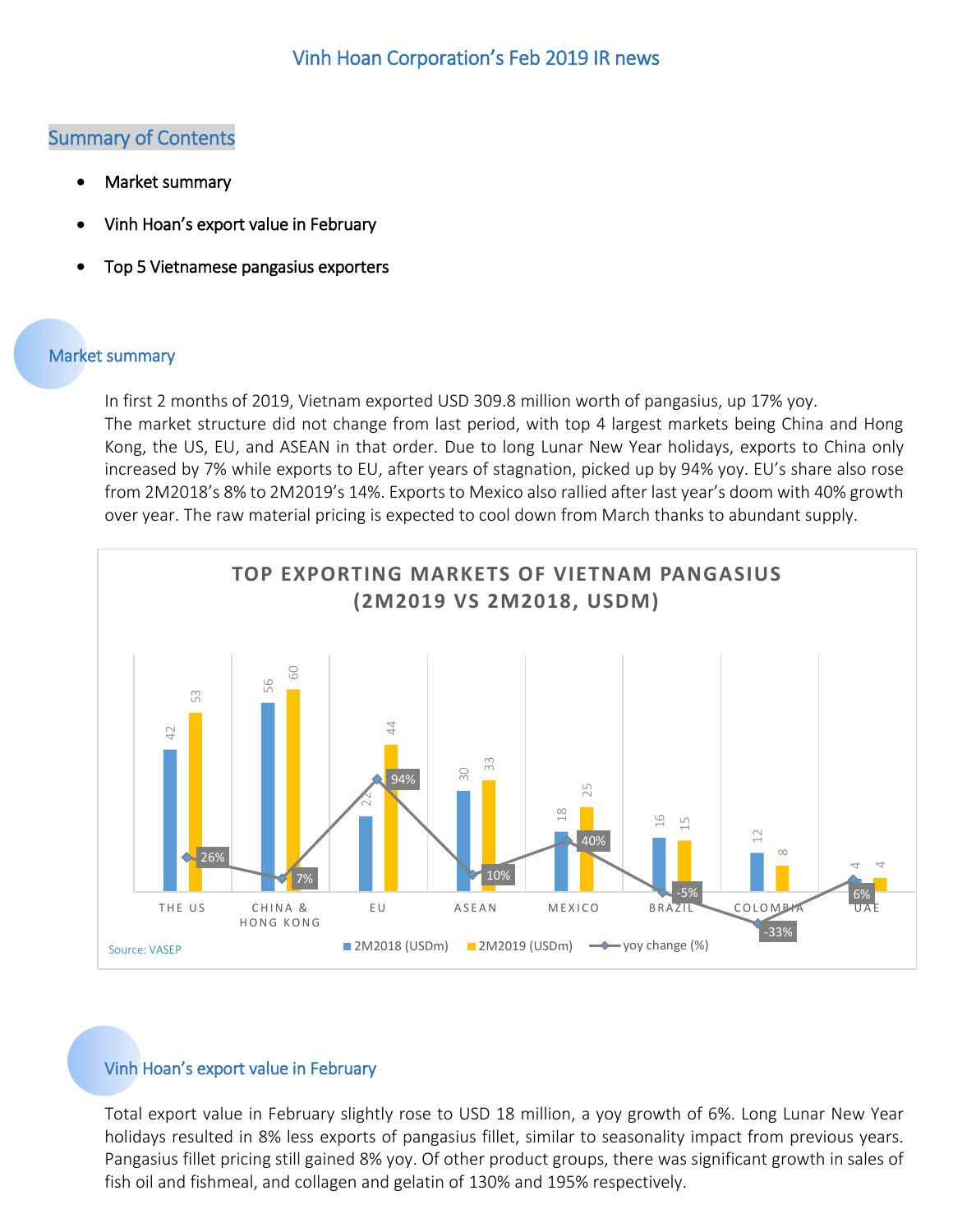# Vinh Hoan Corporation's Feb 2019 IR news

## Summary of Contents

- Market summary
- Vinh Hoan's export value in February
- Top 5 Vietnamese pangasius exporters

## Market summary

In first 2 months of 2019, Vietnam exported USD 309.8 million worth of pangasius, up 17% yoy.
The market structure did not change from last period, with top 4 largest markets being China and Hong Kong, the US, EU, and ASEAN in that order. Due to long Lunar New Year holidays, exports to China only increased by 7% while exports to EU, after years of stagnation, picked up by 94% yoy. EU's share also rose from 2M2018's 8% to 2M2019's 14%. Exports to Mexico also rallied after last year's doom with 40% growth over year. The raw material pricing is expected to cool down from March thanks to abundant supply.

**TOP EXPORTING MARKETS OF VIETNAM PANGASIUS (2M2019 VS 2M2018, USDM)**

| Market | 2M2018 (USDm) | 2M2019 (USDm) | yoy change (%) |
|---|---|---|---|
| THE US | 42 | 53 | 26% |
| CHINA & HONG KONG | 56 | 60 | 7% |
| EU | 22 | 44 | 94% |
| ASEAN | 30 | 33 | 10% |
| MEXICO | 18 | 25 | 40% |
| BRAZIL | 16 | 15 | -5% |
| COLOMBIA | 12 | 8 | -33% |
| UAE | 4 | 4 | 6% |

Source: VASEP

## Vinh Hoan's export value in February

Total export value in February slightly rose to USD 18 million, a yoy growth of 6%. Long Lunar New Year holidays resulted in 8% less exports of pangasius fillet, similar to seasonality impact from previous years. Pangasius fillet pricing still gained 8% yoy. Of other product groups, there was significant growth in sales of fish oil and fishmeal, and collagen and gelatin of 130% and 195% respectively.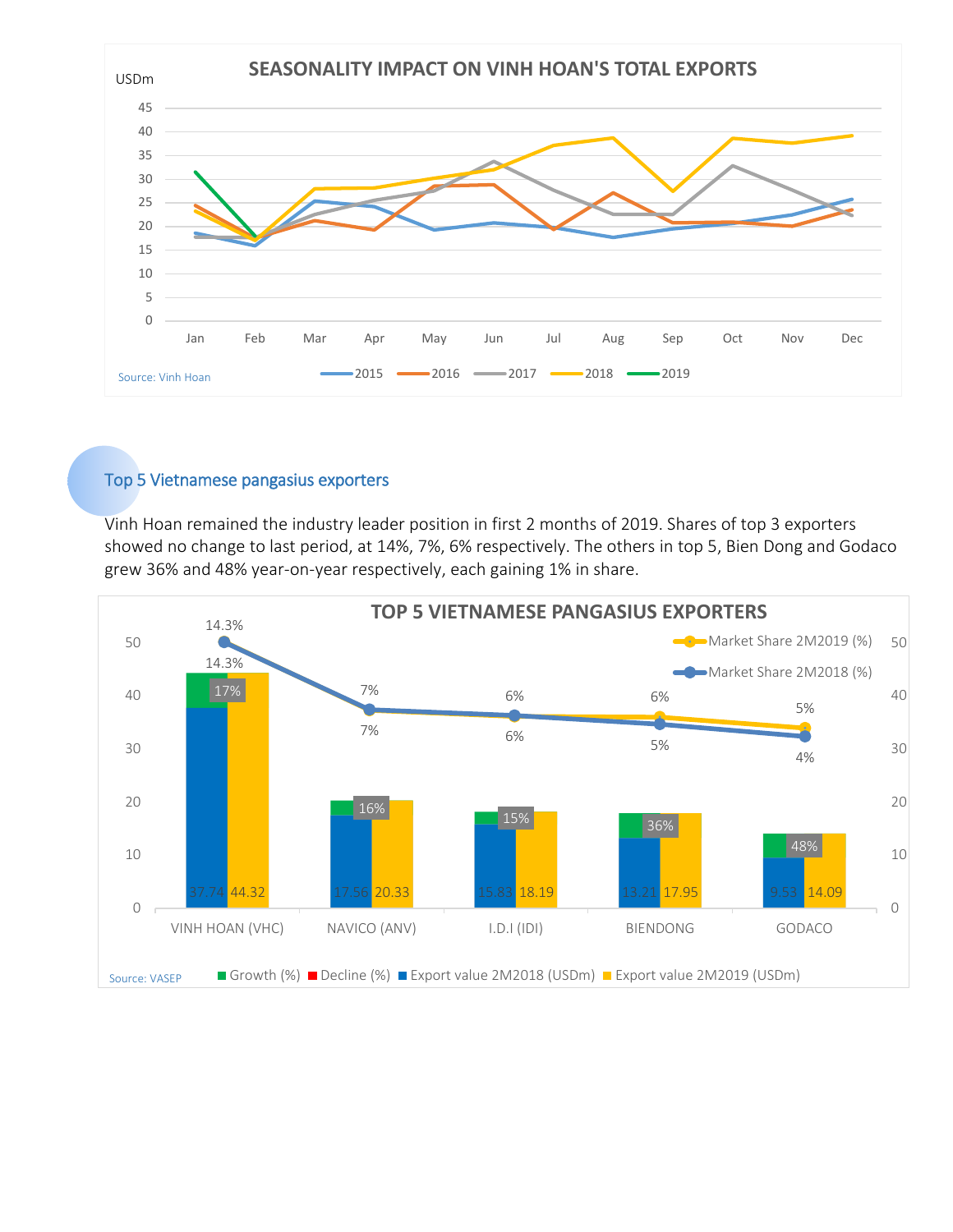**SEASONALITY IMPACT ON VINH HOAN'S TOTAL EXPORTS**

USDm

45
40
35
30
25
20
15
10
5
0

Jan Feb Mar Apr May Jun Jul Aug Sep Oct Nov Dec

2015 2016 2017 2018 2019

Source: Vinh Hoan

## Top 5 Vietnamese pangasius exporters

Vinh Hoan remained the industry leader position in first 2 months of 2019. Shares of top 3 exporters showed no change to last period, at 14%, 7%, 6% respectively. The others in top 5, Bien Dong and Godaco grew 36% and 48% year-on-year respectively, each gaining 1% in share.

**TOP 5 VIETNAMESE PANGASIUS EXPORTERS**

Market Share 2M2019 (%)
Market Share 2M2018 (%)

50
40
30
20
10
0

VINH HOAN (VHC): 14.3%, 14.3%, 17%, 37.74, 44.32
NAVICO (ANV): 7%, 7%, 16%, 17.56, 20.33
I.D.I (IDI): 6%, 6%, 15%, 15.83, 18.19
BIENDONG: 6%, 5%, 36%, 13.21, 17.95
GODACO: 5%, 4%, 48%, 9.53, 14.09

Source: VASEP

Growth (%) Decline (%) Export value 2M2018 (USDm) Export value 2M2019 (USDm)